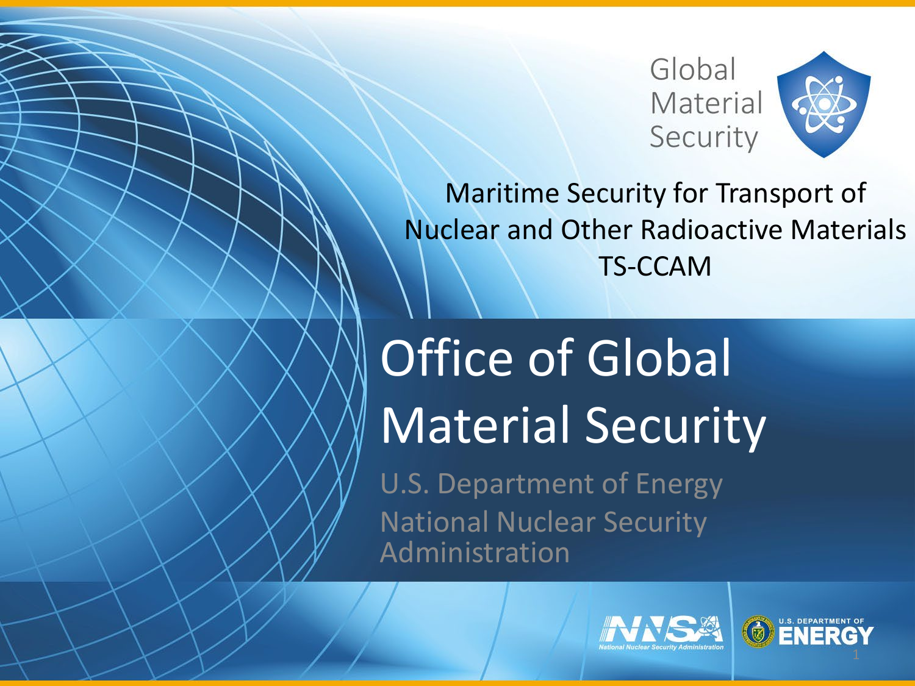Global Material Security

# Maritime Security for Transport of Nuclear and Other Radioactive Materials TS-CCAM

## Office of Global Material Security

U.S. Department of Energy
National Nuclear Security Administration

National Nuclear Security Administration

U.S. DEPARTMENT OF ENERGY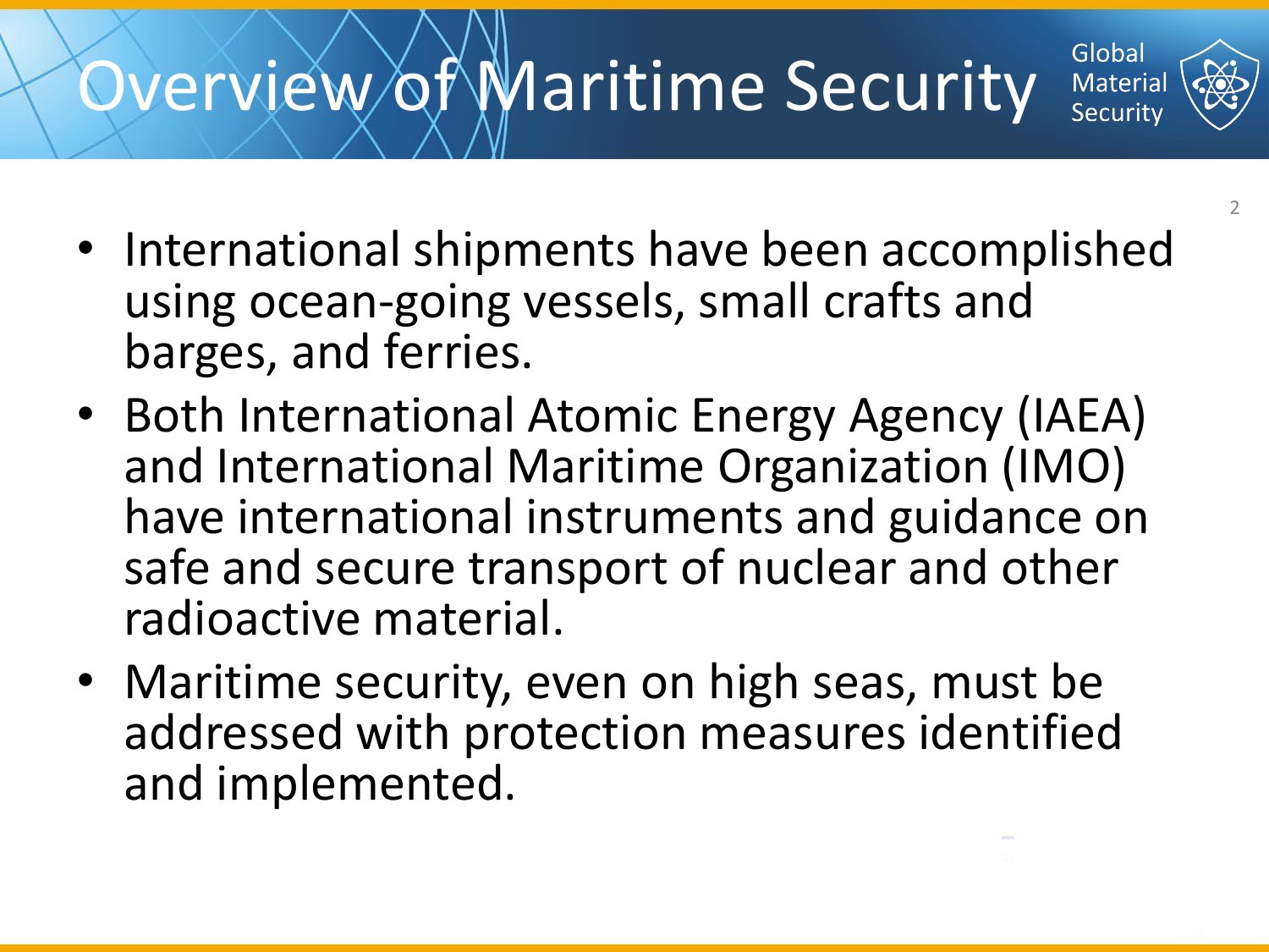# Overview of Maritime Security

- International shipments have been accomplished using ocean-going vessels, small crafts and barges, and ferries.
- Both International Atomic Energy Agency (IAEA) and International Maritime Organization (IMO) have international instruments and guidance on safe and secure transport of nuclear and other radioactive material.
- Maritime security, even on high seas, must be addressed with protection measures identified and implemented.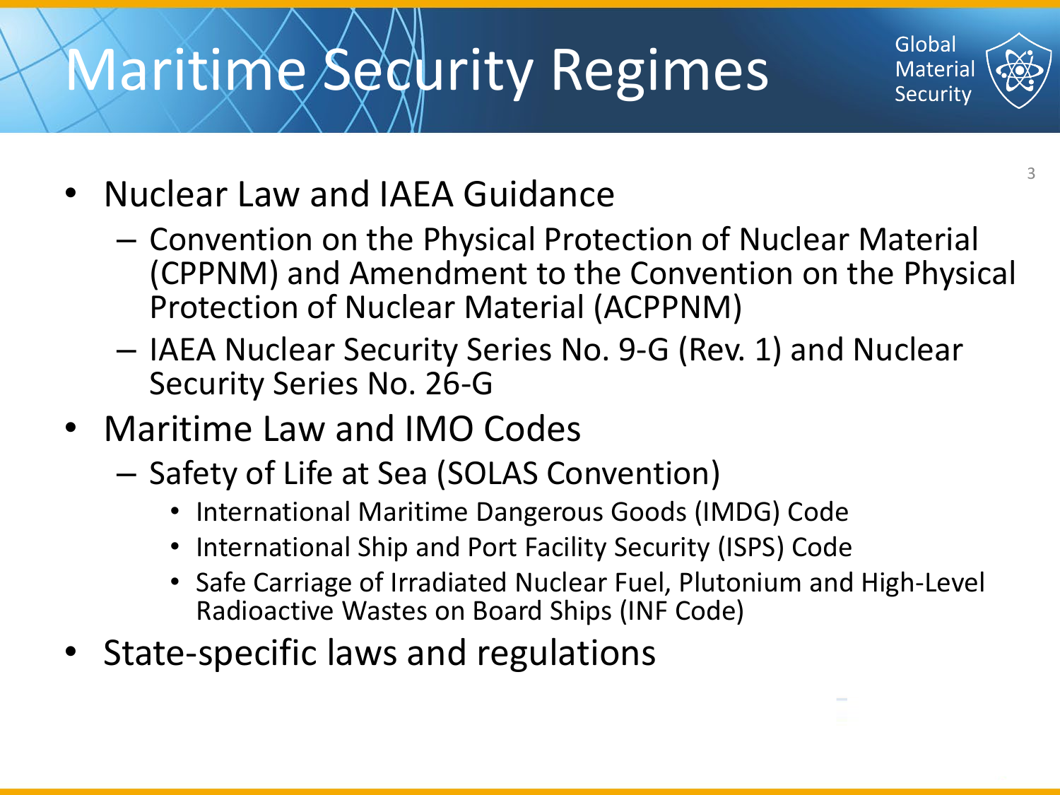# Maritime Security Regimes

- Nuclear Law and IAEA Guidance
  - Convention on the Physical Protection of Nuclear Material (CPPNM) and Amendment to the Convention on the Physical Protection of Nuclear Material (ACPPNM)
  - IAEA Nuclear Security Series No. 9-G (Rev. 1) and Nuclear Security Series No. 26-G
- Maritime Law and IMO Codes
  - Safety of Life at Sea (SOLAS Convention)
    - International Maritime Dangerous Goods (IMDG) Code
    - International Ship and Port Facility Security (ISPS) Code
    - Safe Carriage of Irradiated Nuclear Fuel, Plutonium and High-Level Radioactive Wastes on Board Ships (INF Code)
- State-specific laws and regulations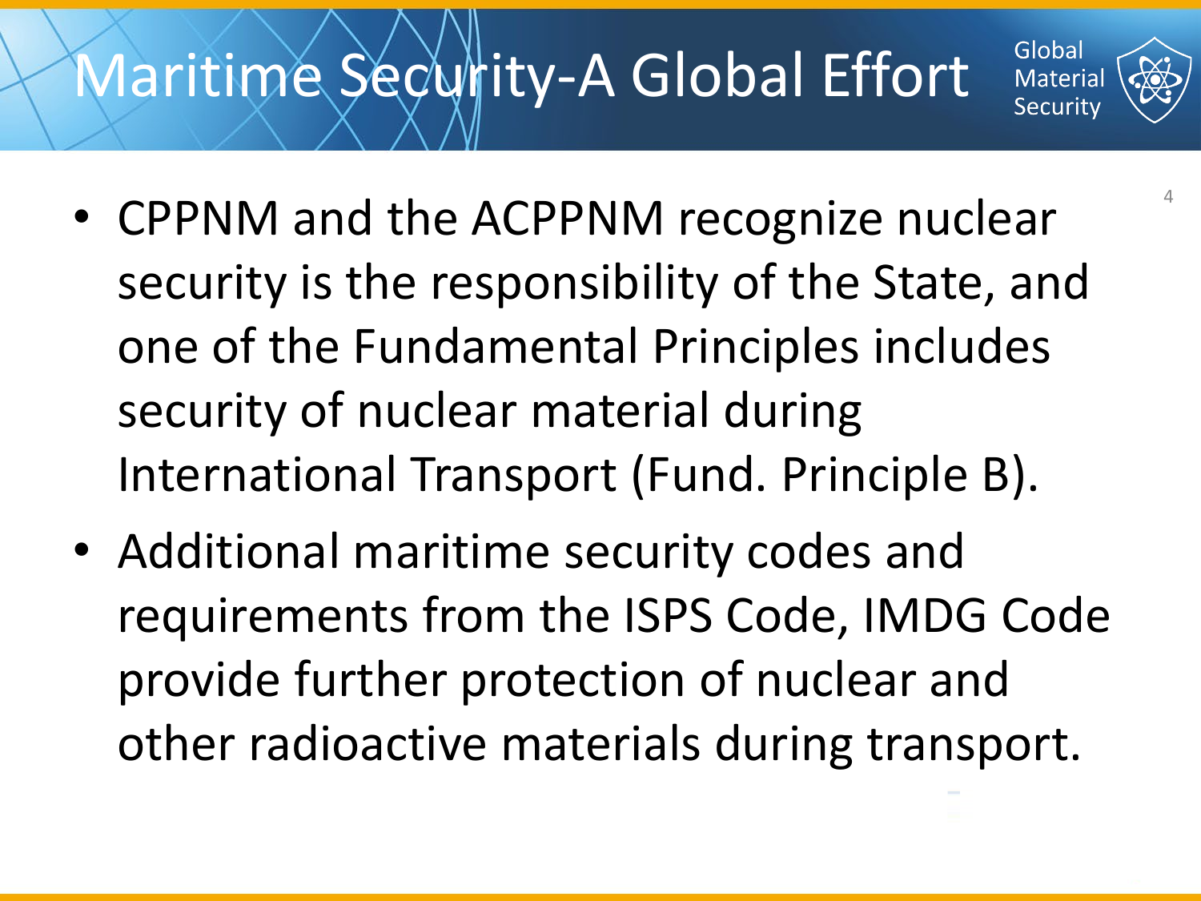# Maritime Security-A Global Effort

- CPPNM and the ACPPNM recognize nuclear security is the responsibility of the State, and one of the Fundamental Principles includes security of nuclear material during International Transport (Fund. Principle B).
- Additional maritime security codes and requirements from the ISPS Code, IMDG Code provide further protection of nuclear and other radioactive materials during transport.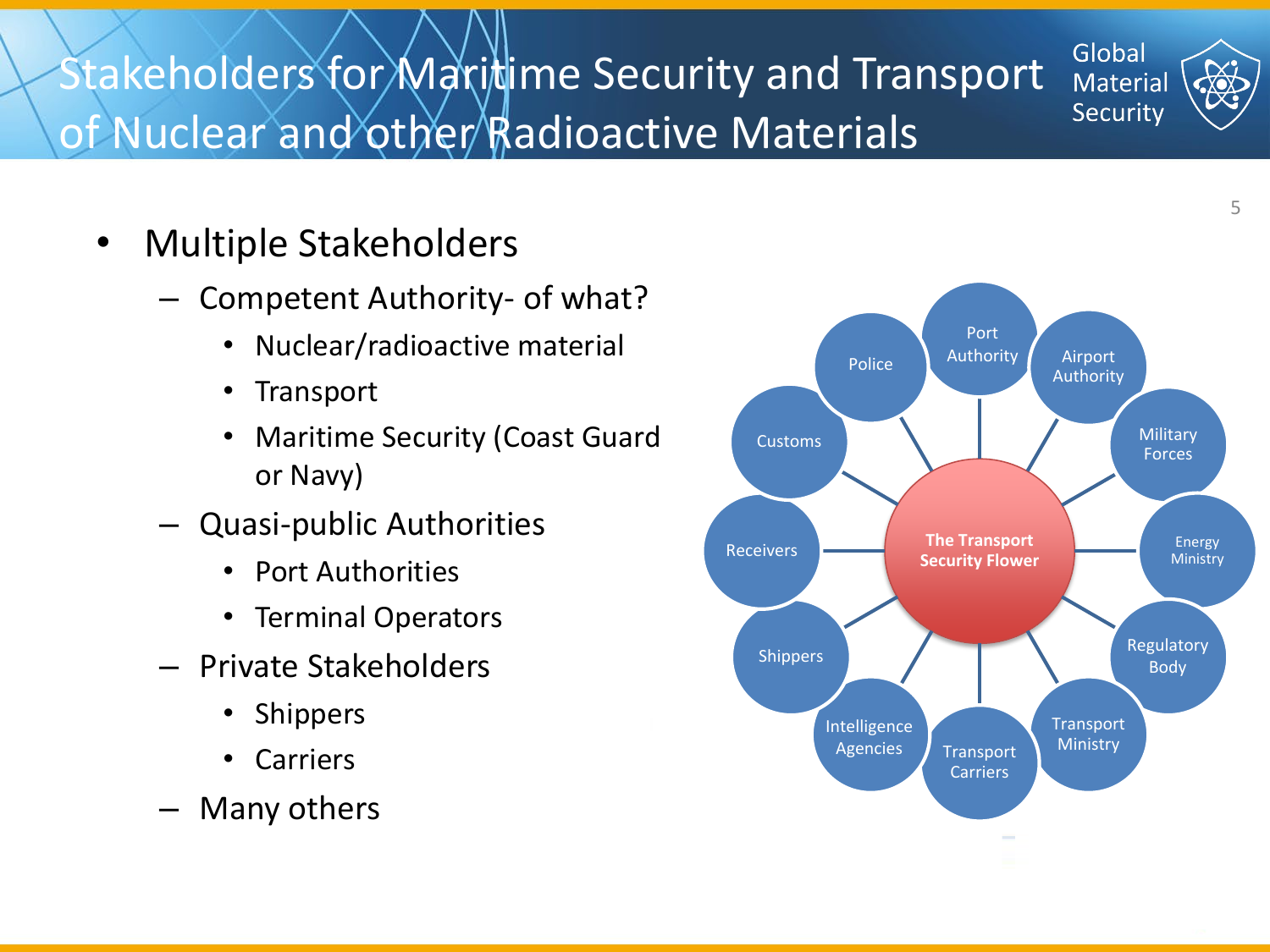# Stakeholders for Maritime Security and Transport of Nuclear and other Radioactive Materials

- Multiple Stakeholders
  - Competent Authority- of what?
    - Nuclear/radioactive material
    - Transport
    - Maritime Security (Coast Guard or Navy)
  - Quasi-public Authorities
    - Port Authorities
    - Terminal Operators
  - Private Stakeholders
    - Shippers
    - Carriers
  - Many others

**The Transport Security Flower**

- Port Authority
- Airport Authority
- Military Forces
- Energy Ministry
- Regulatory Body
- Transport Ministry
- Transport Carriers
- Intelligence Agencies
- Shippers
- Receivers
- Customs
- Police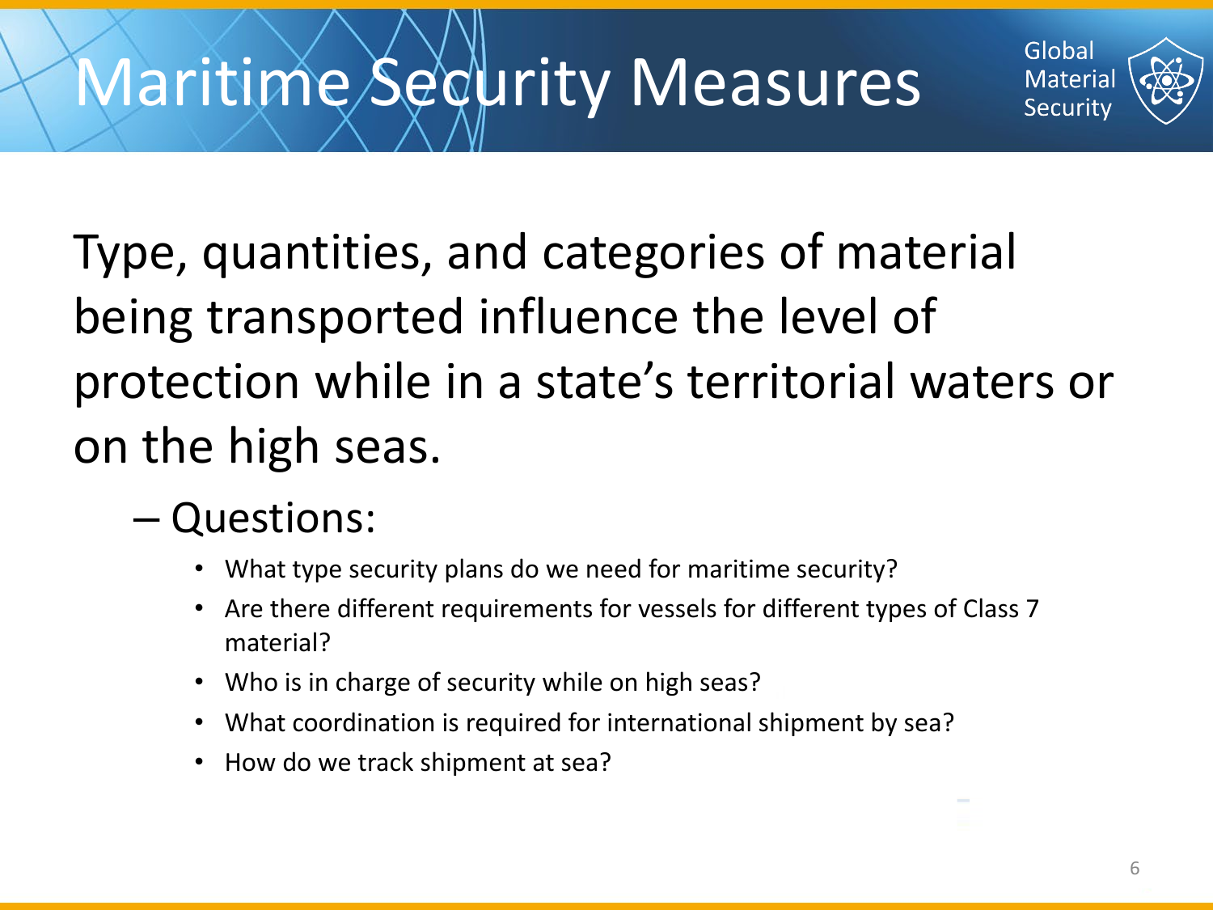# Maritime Security Measures

Type, quantities, and categories of material being transported influence the level of protection while in a state's territorial waters or on the high seas.

- Questions:
  - What type security plans do we need for maritime security?
  - Are there different requirements for vessels for different types of Class 7 material?
  - Who is in charge of security while on high seas?
  - What coordination is required for international shipment by sea?
  - How do we track shipment at sea?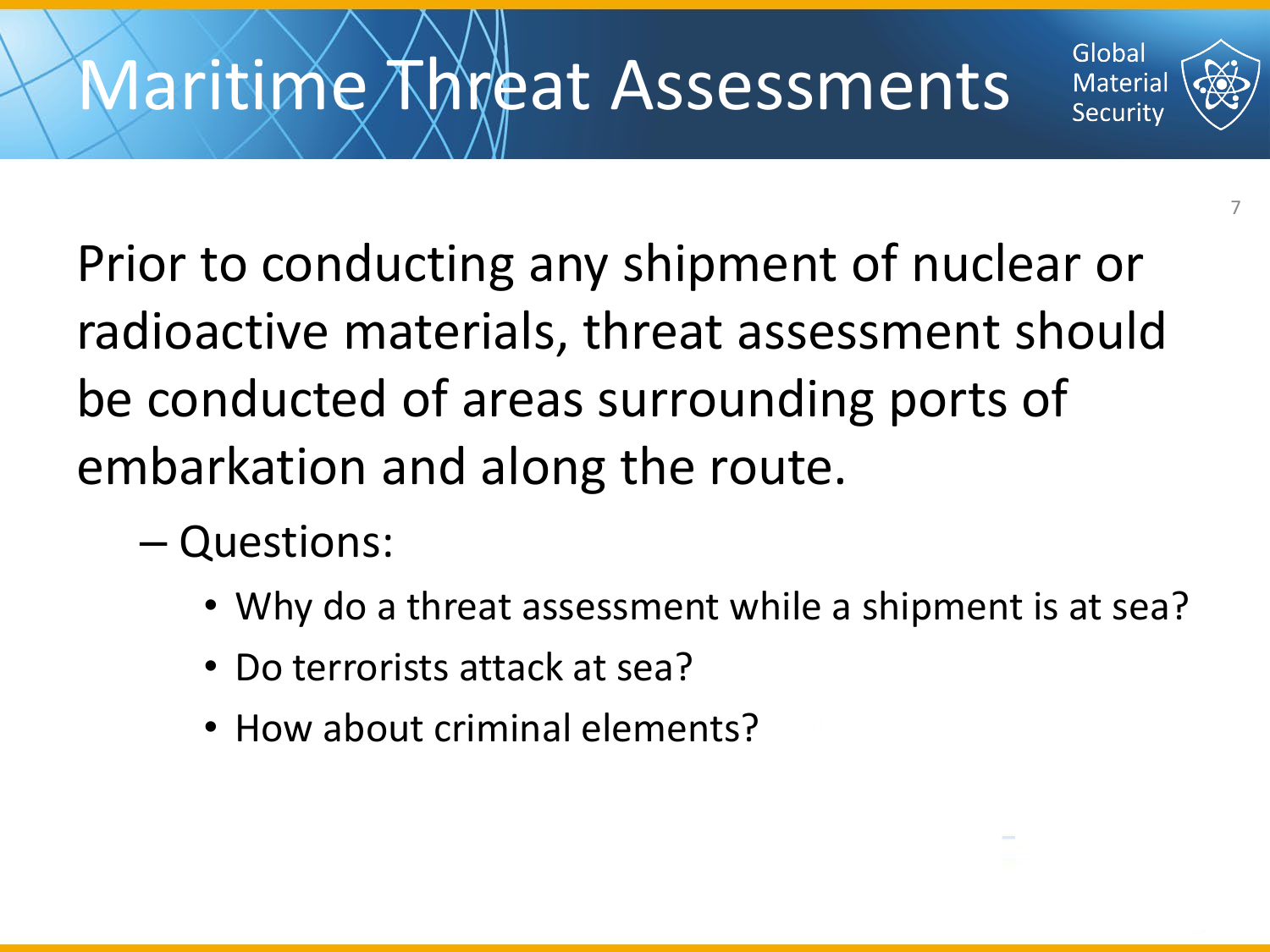# Maritime Threat Assessments

Prior to conducting any shipment of nuclear or radioactive materials, threat assessment should be conducted of areas surrounding ports of embarkation and along the route.

- Questions:
  - Why do a threat assessment while a shipment is at sea?
  - Do terrorists attack at sea?
  - How about criminal elements?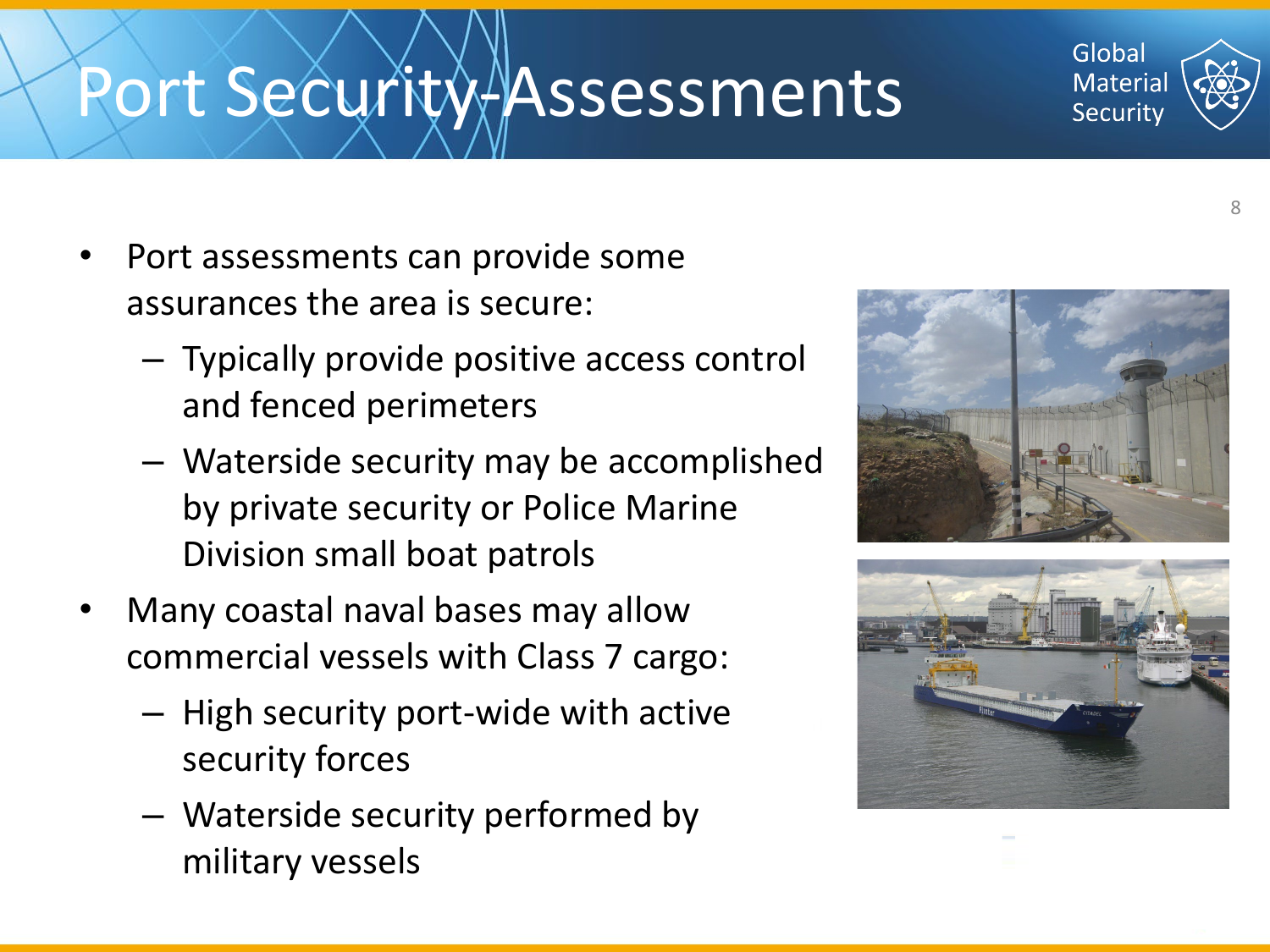# Port Security Assessments

- Port assessments can provide some assurances the area is secure:
  - Typically provide positive access control and fenced perimeters
  - Waterside security may be accomplished by private security or Police Marine Division small boat patrols
- Many coastal naval bases may allow commercial vessels with Class 7 cargo:
  - High security port-wide with active security forces
  - Waterside security performed by military vessels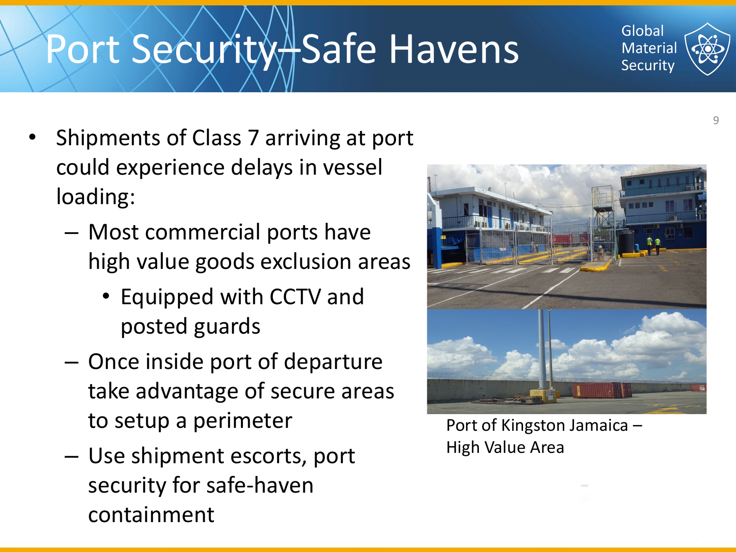# Port Security–Safe Havens

- Shipments of Class 7 arriving at port could experience delays in vessel loading:
  - Most commercial ports have high value goods exclusion areas
    - Equipped with CCTV and posted guards
  - Once inside port of departure take advantage of secure areas to setup a perimeter
  - Use shipment escorts, port security for safe-haven containment

Port of Kingston Jamaica – High Value Area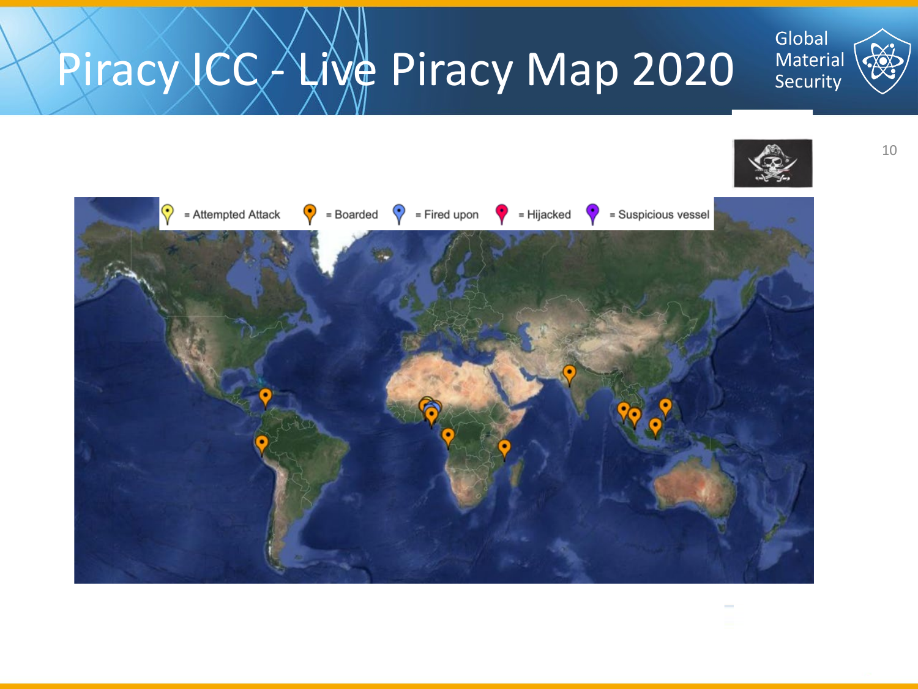# Piracy ICC - Live Piracy Map 2020

= Attempted Attack = Boarded = Fired upon = Hijacked = Suspicious vessel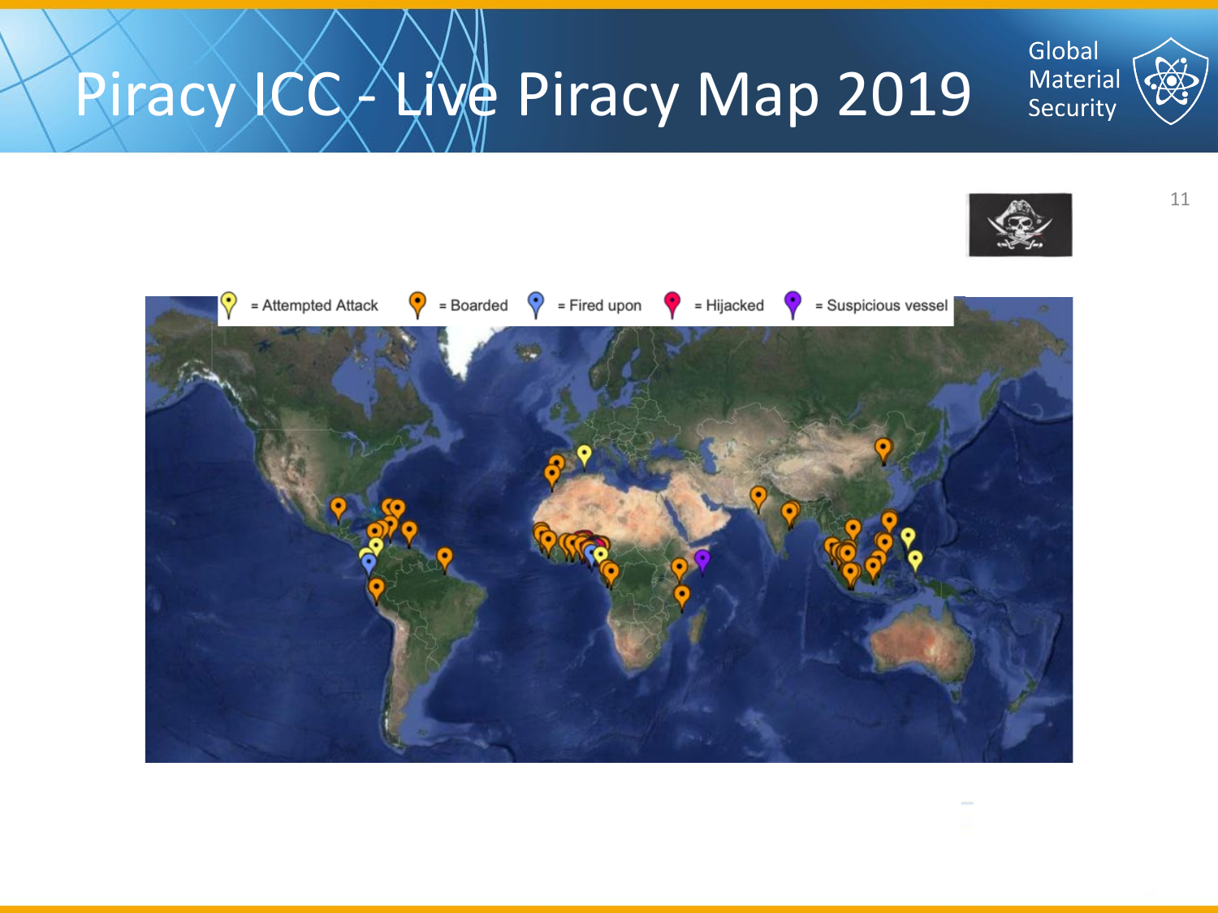# Piracy ICC - Live Piracy Map 2019

= Attempted Attack = Boarded = Fired upon = Hijacked = Suspicious vessel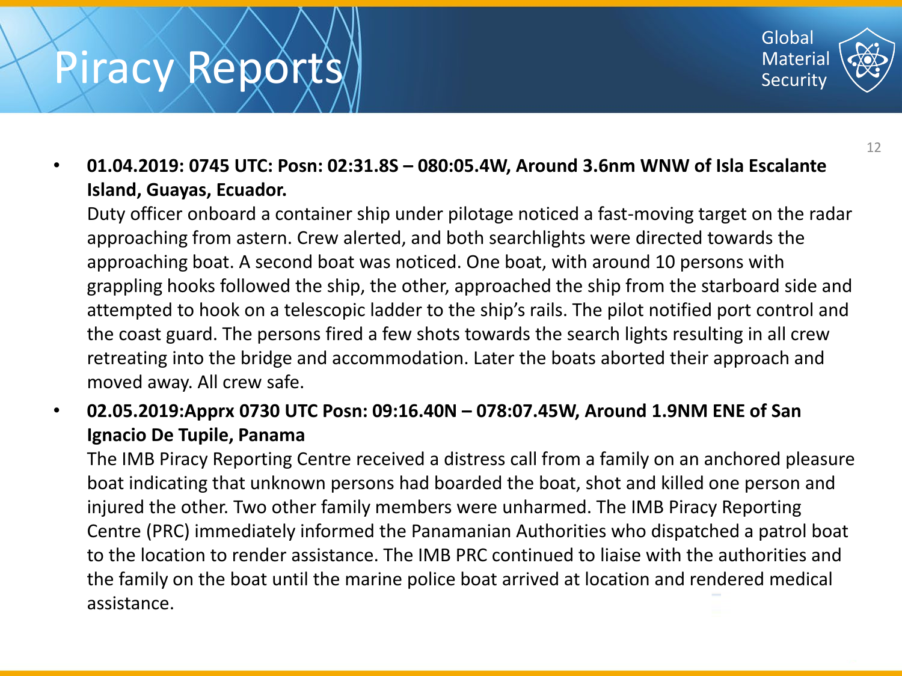# Piracy Reports

- **01.04.2019: 0745 UTC: Posn: 02:31.8S – 080:05.4W, Around 3.6nm WNW of Isla Escalante Island, Guayas, Ecuador.**
  Duty officer onboard a container ship under pilotage noticed a fast-moving target on the radar approaching from astern. Crew alerted, and both searchlights were directed towards the approaching boat. A second boat was noticed. One boat, with around 10 persons with grappling hooks followed the ship, the other, approached the ship from the starboard side and attempted to hook on a telescopic ladder to the ship's rails. The pilot notified port control and the coast guard. The persons fired a few shots towards the search lights resulting in all crew retreating into the bridge and accommodation. Later the boats aborted their approach and moved away. All crew safe.
- **02.05.2019:Apprx 0730 UTC Posn: 09:16.40N – 078:07.45W, Around 1.9NM ENE of San Ignacio De Tupile, Panama**
  The IMB Piracy Reporting Centre received a distress call from a family on an anchored pleasure boat indicating that unknown persons had boarded the boat, shot and killed one person and injured the other. Two other family members were unharmed. The IMB Piracy Reporting Centre (PRC) immediately informed the Panamanian Authorities who dispatched a patrol boat to the location to render assistance. The IMB PRC continued to liaise with the authorities and the family on the boat until the marine police boat arrived at location and rendered medical assistance.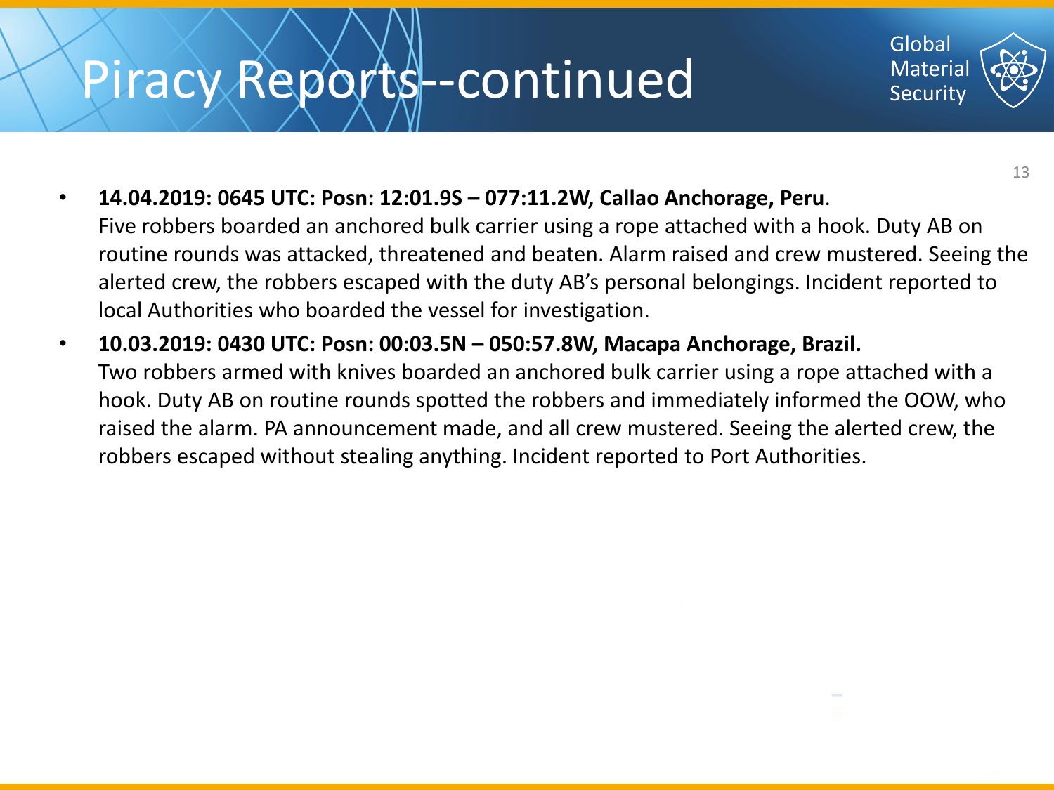# Piracy Reports--continued

- **14.04.2019: 0645 UTC: Posn: 12:01.9S – 077:11.2W, Callao Anchorage, Peru**.
  Five robbers boarded an anchored bulk carrier using a rope attached with a hook. Duty AB on routine rounds was attacked, threatened and beaten. Alarm raised and crew mustered. Seeing the alerted crew, the robbers escaped with the duty AB's personal belongings. Incident reported to local Authorities who boarded the vessel for investigation.
- **10.03.2019: 0430 UTC: Posn: 00:03.5N – 050:57.8W, Macapa Anchorage, Brazil.**
  Two robbers armed with knives boarded an anchored bulk carrier using a rope attached with a hook. Duty AB on routine rounds spotted the robbers and immediately informed the OOW, who raised the alarm. PA announcement made, and all crew mustered. Seeing the alerted crew, the robbers escaped without stealing anything. Incident reported to Port Authorities.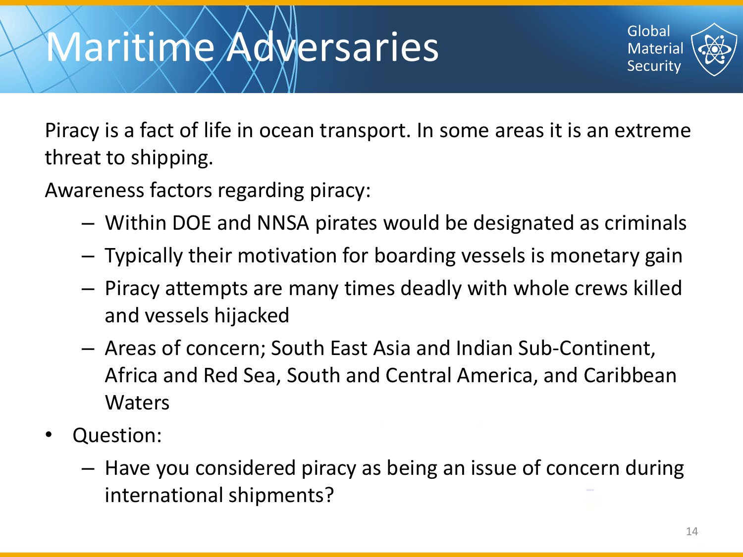# Maritime Adversaries

Piracy is a fact of life in ocean transport. In some areas it is an extreme threat to shipping.

Awareness factors regarding piracy:

- Within DOE and NNSA pirates would be designated as criminals
- Typically their motivation for boarding vessels is monetary gain
- Piracy attempts are many times deadly with whole crews killed and vessels hijacked
- Areas of concern; South East Asia and Indian Sub-Continent, Africa and Red Sea, South and Central America, and Caribbean Waters

- Question:
  - Have you considered piracy as being an issue of concern during international shipments?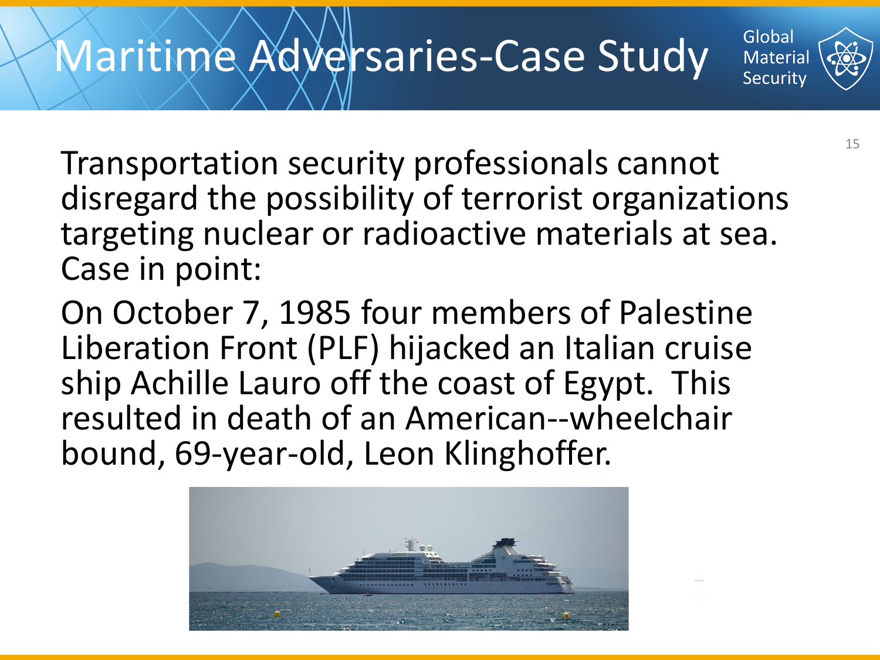# Maritime Adversaries-Case Study

Transportation security professionals cannot disregard the possibility of terrorist organizations targeting nuclear or radioactive materials at sea. Case in point:

On October 7, 1985 four members of Palestine Liberation Front (PLF) hijacked an Italian cruise ship Achille Lauro off the coast of Egypt. This resulted in death of an American--wheelchair bound, 69-year-old, Leon Klinghoffer.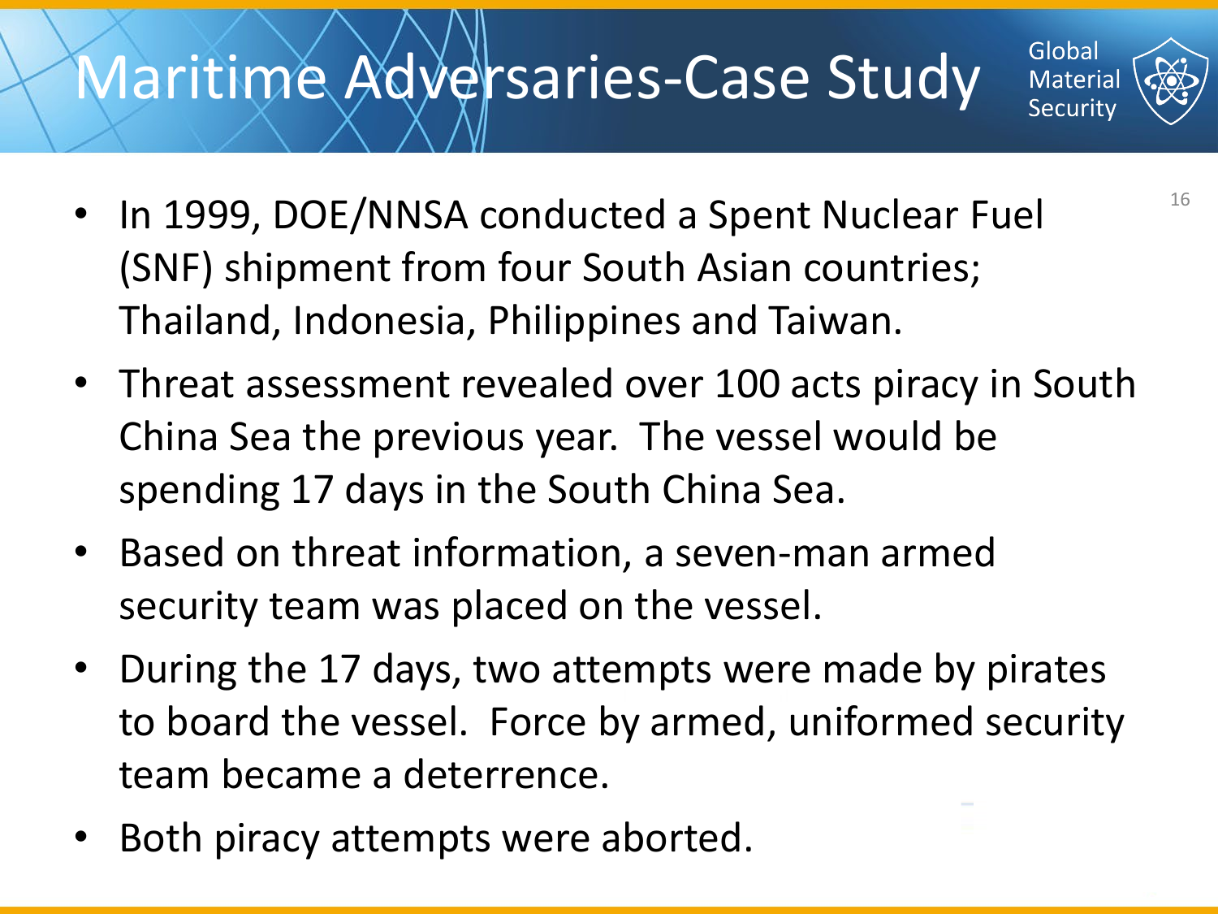# Maritime Adversaries-Case Study

- In 1999, DOE/NNSA conducted a Spent Nuclear Fuel (SNF) shipment from four South Asian countries; Thailand, Indonesia, Philippines and Taiwan.
- Threat assessment revealed over 100 acts piracy in South China Sea the previous year. The vessel would be spending 17 days in the South China Sea.
- Based on threat information, a seven-man armed security team was placed on the vessel.
- During the 17 days, two attempts were made by pirates to board the vessel. Force by armed, uniformed security team became a deterrence.
- Both piracy attempts were aborted.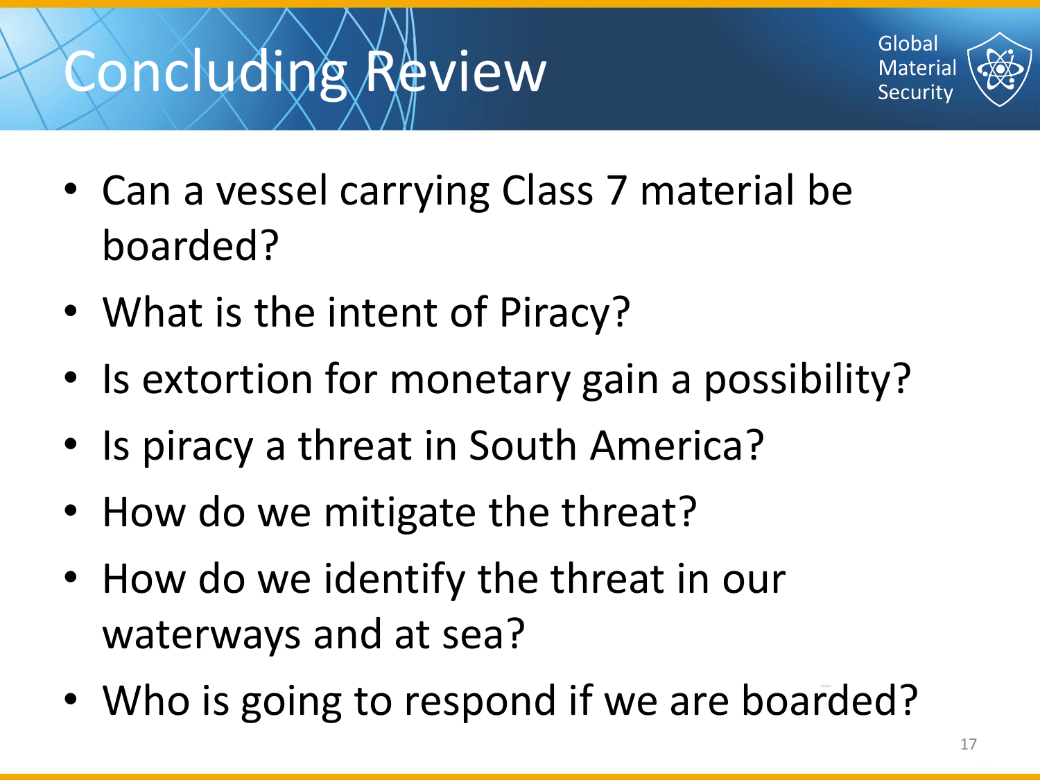# Concluding Review

Global Material Security

- Can a vessel carrying Class 7 material be boarded?
- What is the intent of Piracy?
- Is extortion for monetary gain a possibility?
- Is piracy a threat in South America?
- How do we mitigate the threat?
- How do we identify the threat in our waterways and at sea?
- Who is going to respond if we are boarded?